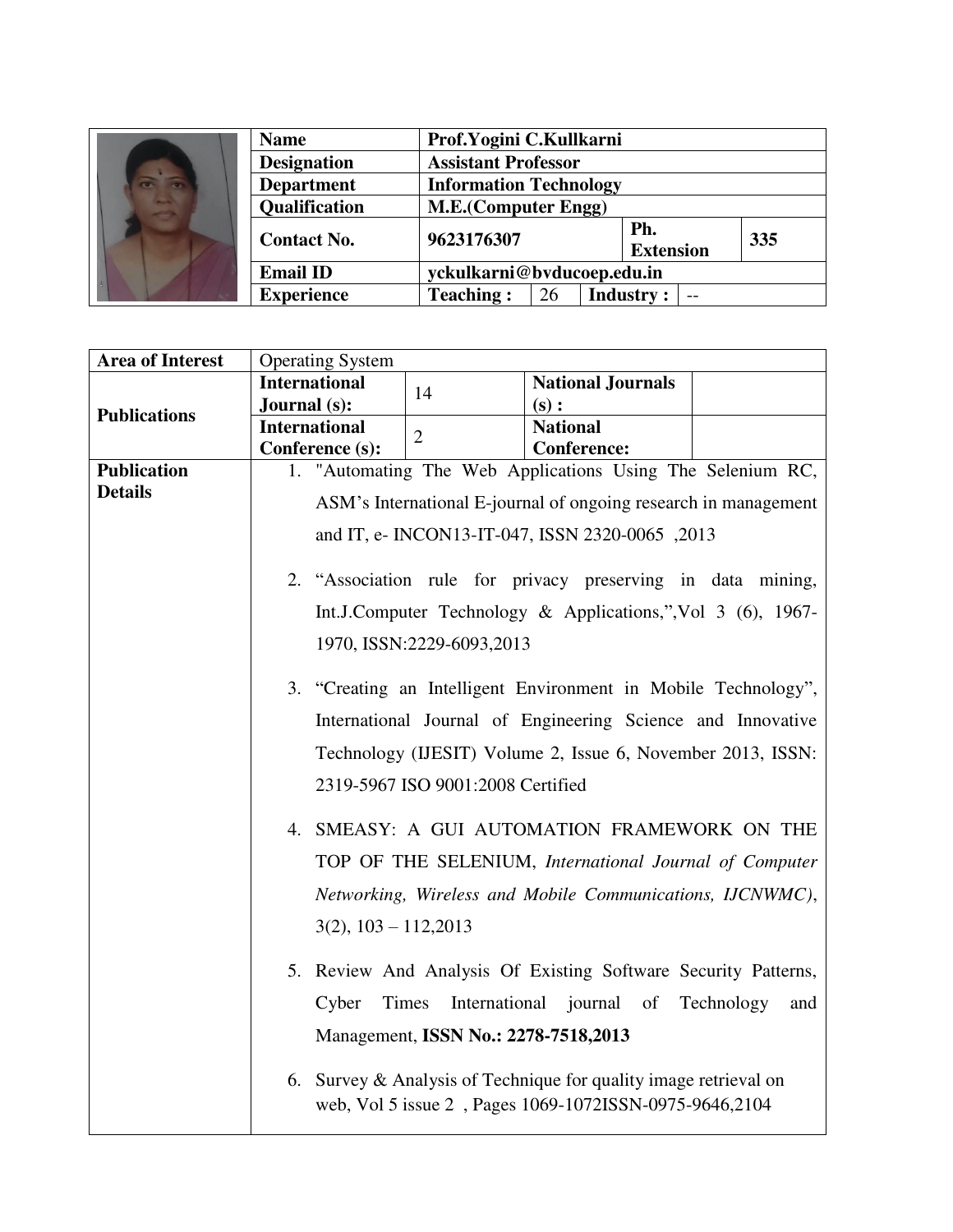| Name | Prof.Yogini C.Kullkarni | | | |
|---|---|---|---|---|
| Designation | Assistant Professor | | | |
| Department | Information Technology | | | |
| Qualification | M.E.(Computer Engg) | | | |
| Contact No. | 9623176307 | | Ph. Extension | 335 |
| Email ID | yckulkarni@bvducoep.edu.in | | | |
| Experience | Teaching : | 26 | Industry : | -- |

| Area of Interest | Operating System | | | |
|---|---|---|---|---|
| Publications | International Journal (s): | 14 | National Journals (s) : | |
| | International Conference (s): | 2 | National Conference: | |

**Publication Details**

1. "Automating The Web Applications Using The Selenium RC, ASM's International E-journal of ongoing research in management and IT, e- INCON13-IT-047, ISSN 2320-0065 ,2013
2. "Association rule for privacy preserving in data mining, Int.J.Computer Technology & Applications,",Vol 3 (6), 1967-1970, ISSN:2229-6093,2013
3. "Creating an Intelligent Environment in Mobile Technology", International Journal of Engineering Science and Innovative Technology (IJESIT) Volume 2, Issue 6, November 2013, ISSN: 2319-5967 ISO 9001:2008 Certified
4. SMEASY: A GUI AUTOMATION FRAMEWORK ON THE TOP OF THE SELENIUM, *International Journal of Computer Networking, Wireless and Mobile Communications, IJCNWMC)*, 3(2), 103 – 112,2013
5. Review And Analysis Of Existing Software Security Patterns, Cyber Times International journal of Technology and Management, **ISSN No.: 2278-7518,2013**
6. Survey & Analysis of Technique for quality image retrieval on web, Vol 5 issue 2 , Pages 1069-1072ISSN-0975-9646,2104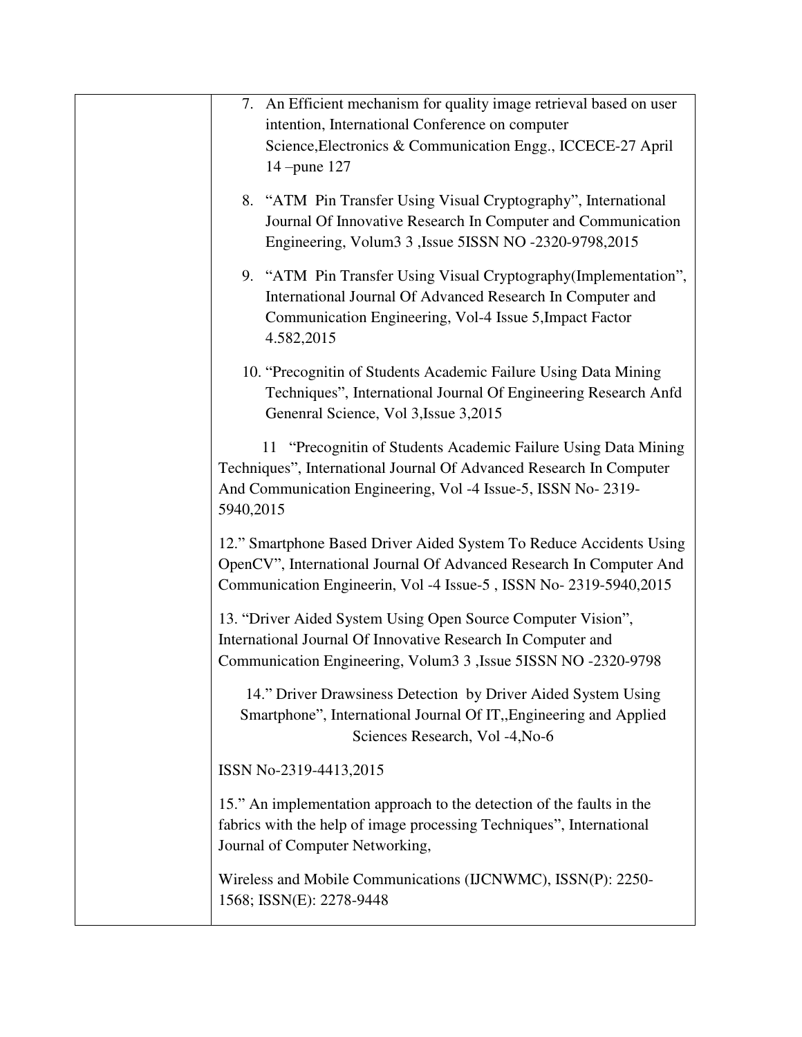| | |
|---|---|
| | 7. An Efficient mechanism for quality image retrieval based on user intention, International Conference on computer Science,Electronics & Communication Engg., ICCECE-27 April 14 –pune 127<br><br>8. "ATM Pin Transfer Using Visual Cryptography", International Journal Of Innovative Research In Computer and Communication Engineering, Volum3 3 ,Issue 5ISSN NO -2320-9798,2015<br><br>9. "ATM Pin Transfer Using Visual Cryptography(Implementation", International Journal Of Advanced Research In Computer and Communication Engineering, Vol-4 Issue 5,Impact Factor 4.582,2015<br><br>10. "Precognitin of Students Academic Failure Using Data Mining Techniques", International Journal Of Engineering Research Anfd Genenral Science, Vol 3,Issue 3,2015<br><br>11 "Precognitin of Students Academic Failure Using Data Mining Techniques", International Journal Of Advanced Research In Computer And Communication Engineering, Vol -4 Issue-5, ISSN No- 2319-5940,2015<br><br>12." Smartphone Based Driver Aided System To Reduce Accidents Using OpenCV", International Journal Of Advanced Research In Computer And Communication Engineerin, Vol -4 Issue-5 , ISSN No- 2319-5940,2015<br><br>13. "Driver Aided System Using Open Source Computer Vision", International Journal Of Innovative Research In Computer and Communication Engineering, Volum3 3 ,Issue 5ISSN NO -2320-9798<br><br>14." Driver Drawsiness Detection by Driver Aided System Using Smartphone", International Journal Of IT,,Engineering and Applied Sciences Research, Vol -4,No-6<br><br>ISSN No-2319-4413,2015<br><br>15." An implementation approach to the detection of the faults in the fabrics with the help of image processing Techniques", International Journal of Computer Networking,<br><br>Wireless and Mobile Communications (IJCNWMC), ISSN(P): 2250-1568; ISSN(E): 2278-9448 |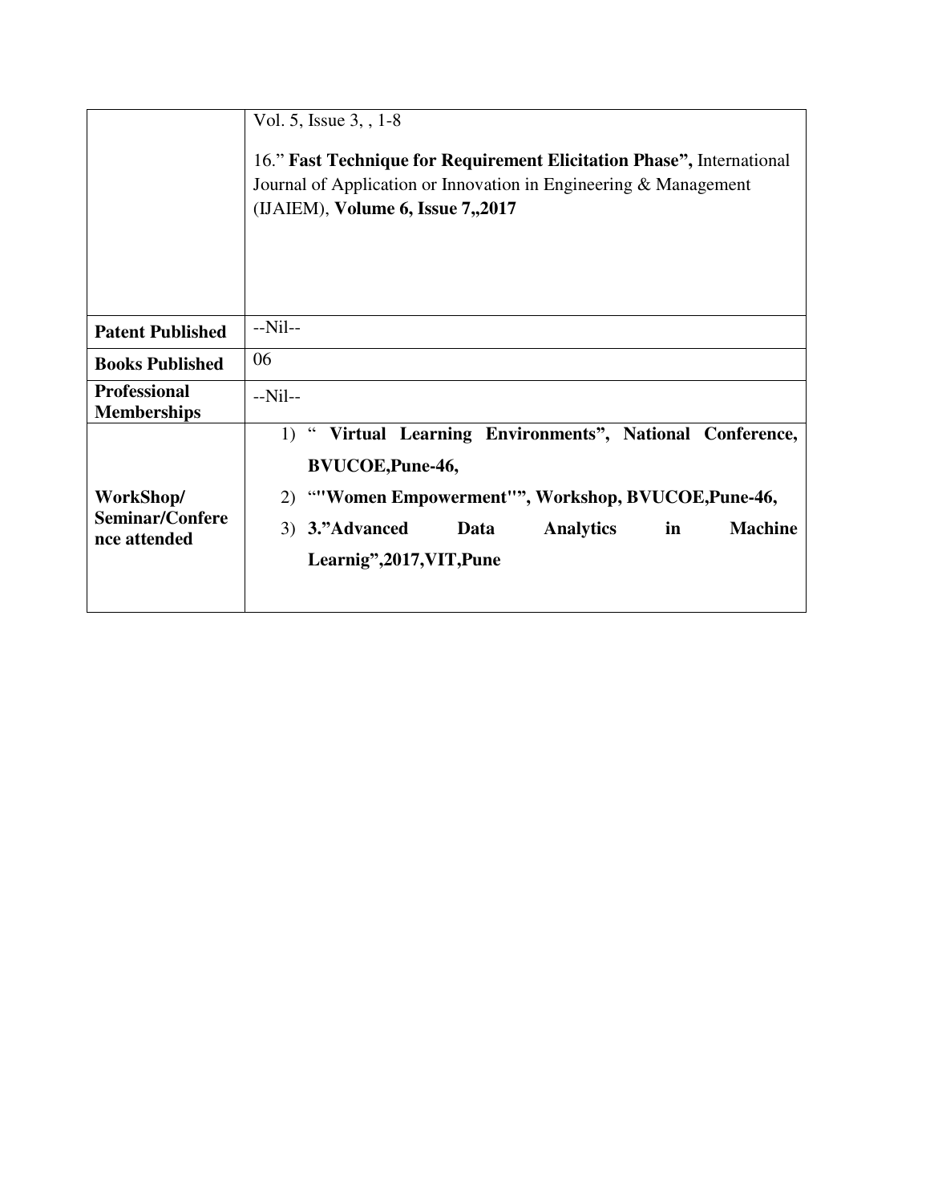| | |
|---|---|
| | Vol. 5, Issue 3, , 1-8<br><br>16." **Fast Technique for Requirement Elicitation Phase",** International Journal of Application or Innovation in Engineering & Management (IJAIEM), **Volume 6, Issue 7,,2017** |
| **Patent Published** | --Nil-- |
| **Books Published** | 06 |
| **Professional Memberships** | --Nil-- |
| **WorkShop/ Seminar/Conference attended** | 1) " **Virtual Learning Environments", National Conference, BVUCOE,Pune-46,**<br>2) **""Women Empowerment"", Workshop, BVUCOE,Pune-46,**<br>3) **3."Advanced Data Analytics in Machine Learnig",2017,VIT,Pune** |